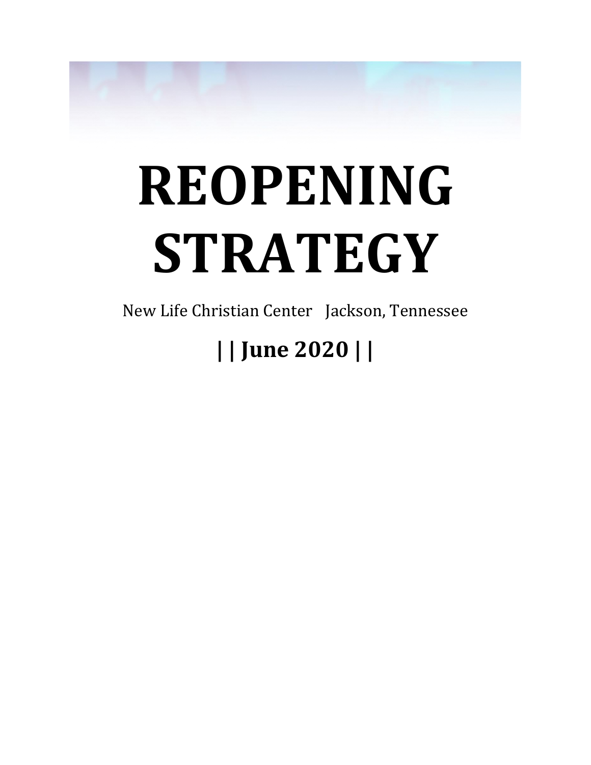# REOPENING STRATEGY

New Life Christian Center   Jackson, Tennessee

**|| June 2020 ||**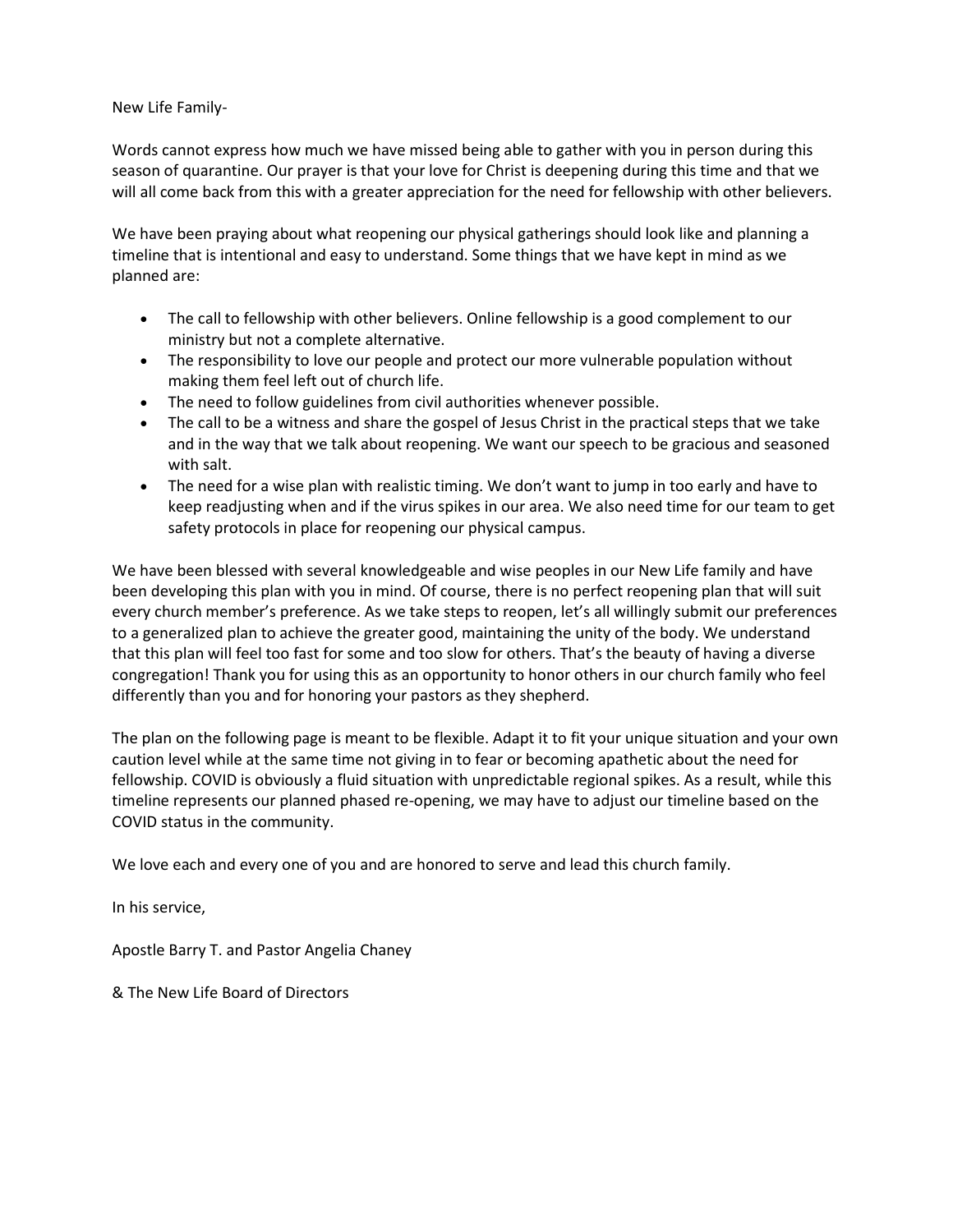New Life Family-

Words cannot express how much we have missed being able to gather with you in person during this season of quarantine. Our prayer is that your love for Christ is deepening during this time and that we will all come back from this with a greater appreciation for the need for fellowship with other believers.

We have been praying about what reopening our physical gatherings should look like and planning a timeline that is intentional and easy to understand. Some things that we have kept in mind as we planned are:

- The call to fellowship with other believers. Online fellowship is a good complement to our ministry but not a complete alternative.
- The responsibility to love our people and protect our more vulnerable population without making them feel left out of church life.
- The need to follow guidelines from civil authorities whenever possible.
- The call to be a witness and share the gospel of Jesus Christ in the practical steps that we take and in the way that we talk about reopening. We want our speech to be gracious and seasoned with salt.
- The need for a wise plan with realistic timing. We don't want to jump in too early and have to keep readjusting when and if the virus spikes in our area. We also need time for our team to get safety protocols in place for reopening our physical campus.

We have been blessed with several knowledgeable and wise peoples in our New Life family and have been developing this plan with you in mind. Of course, there is no perfect reopening plan that will suit every church member's preference. As we take steps to reopen, let's all willingly submit our preferences to a generalized plan to achieve the greater good, maintaining the unity of the body. We understand that this plan will feel too fast for some and too slow for others. That's the beauty of having a diverse congregation! Thank you for using this as an opportunity to honor others in our church family who feel differently than you and for honoring your pastors as they shepherd.

The plan on the following page is meant to be flexible. Adapt it to fit your unique situation and your own caution level while at the same time not giving in to fear or becoming apathetic about the need for fellowship. COVID is obviously a fluid situation with unpredictable regional spikes. As a result, while this timeline represents our planned phased re-opening, we may have to adjust our timeline based on the COVID status in the community.

We love each and every one of you and are honored to serve and lead this church family.

In his service,

Apostle Barry T. and Pastor Angelia Chaney

& The New Life Board of Directors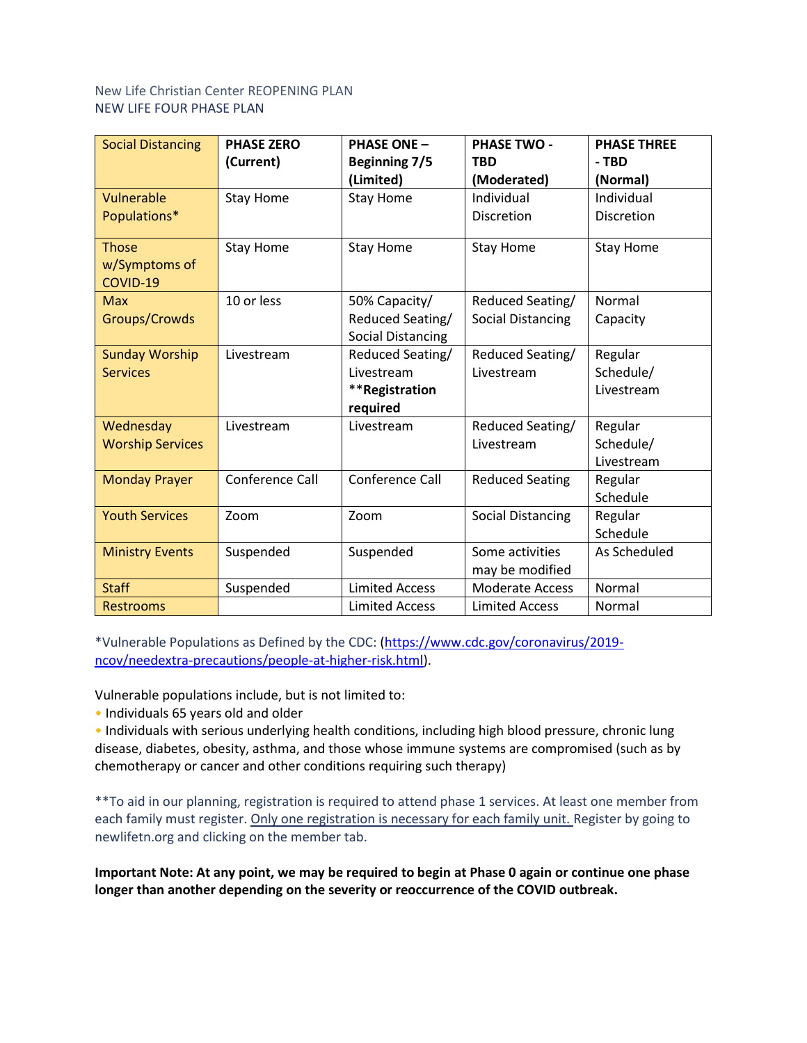New Life Christian Center REOPENING PLAN
NEW LIFE FOUR PHASE PLAN

| Social Distancing | **PHASE ZERO (Current)** | **PHASE ONE – Beginning 7/5 (Limited)** | **PHASE TWO - TBD (Moderated)** | **PHASE THREE - TBD (Normal)** |
|---|---|---|---|---|
| Vulnerable Populations* | Stay Home | Stay Home | Individual Discretion | Individual Discretion |
| Those w/Symptoms of COVID-19 | Stay Home | Stay Home | Stay Home | Stay Home |
| Max Groups/Crowds | 10 or less | 50% Capacity/ Reduced Seating/ Social Distancing | Reduced Seating/ Social Distancing | Normal Capacity |
| Sunday Worship Services | Livestream | Reduced Seating/ Livestream **\*\*Registration required** | Reduced Seating/ Livestream | Regular Schedule/ Livestream |
| Wednesday Worship Services | Livestream | Livestream | Reduced Seating/ Livestream | Regular Schedule/ Livestream |
| Monday Prayer | Conference Call | Conference Call | Reduced Seating | Regular Schedule |
| Youth Services | Zoom | Zoom | Social Distancing | Regular Schedule |
| Ministry Events | Suspended | Suspended | Some activities may be modified | As Scheduled |
| Staff | Suspended | Limited Access | Moderate Access | Normal |
| Restrooms | | Limited Access | Limited Access | Normal |

*Vulnerable Populations as Defined by the CDC: (https://www.cdc.gov/coronavirus/2019-ncov/needextra-precautions/people-at-higher-risk.html).

Vulnerable populations include, but is not limited to:

- Individuals 65 years old and older
- Individuals with serious underlying health conditions, including high blood pressure, chronic lung disease, diabetes, obesity, asthma, and those whose immune systems are compromised (such as by chemotherapy or cancer and other conditions requiring such therapy)

**To aid in our planning, registration is required to attend phase 1 services. At least one member from each family must register. <u>Only one registration is necessary for each family unit.</u> Register by going to newlifetn.org and clicking on the member tab.

**Important Note: At any point, we may be required to begin at Phase 0 again or continue one phase longer than another depending on the severity or reoccurrence of the COVID outbreak.**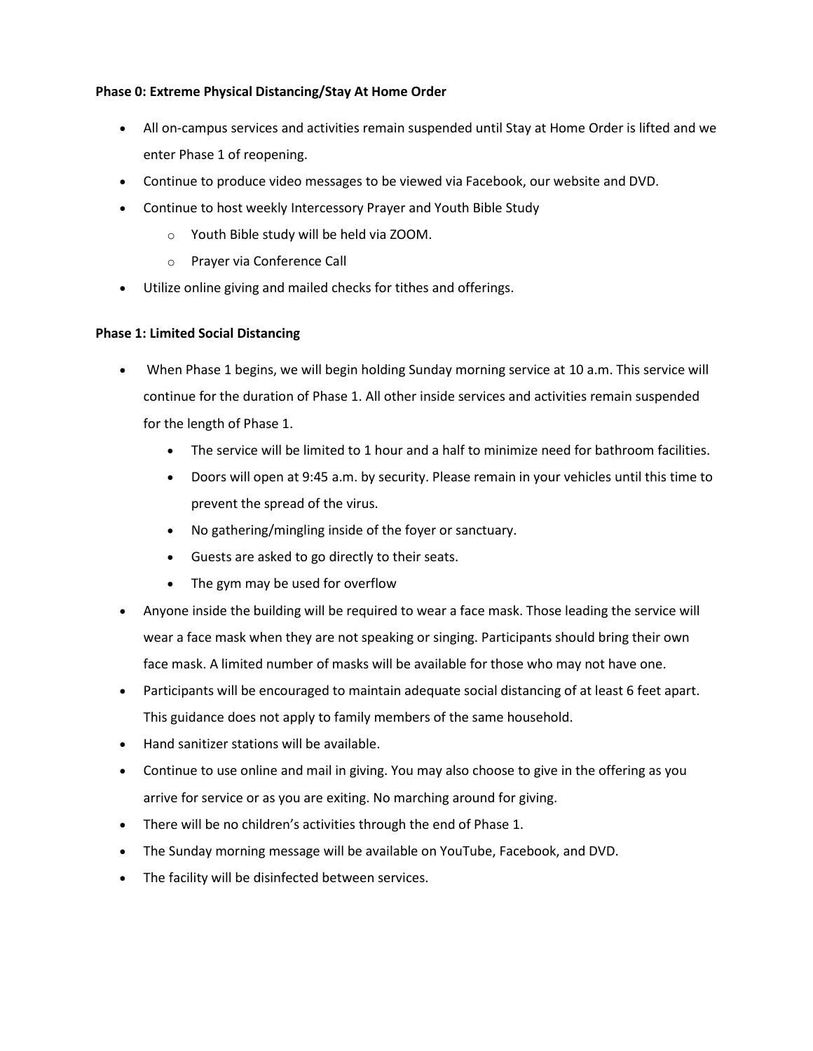**Phase 0: Extreme Physical Distancing/Stay At Home Order**

- All on-campus services and activities remain suspended until Stay at Home Order is lifted and we enter Phase 1 of reopening.
- Continue to produce video messages to be viewed via Facebook, our website and DVD.
- Continue to host weekly Intercessory Prayer and Youth Bible Study
    - Youth Bible study will be held via ZOOM.
    - Prayer via Conference Call
- Utilize online giving and mailed checks for tithes and offerings.

**Phase 1: Limited Social Distancing**

- When Phase 1 begins, we will begin holding Sunday morning service at 10 a.m. This service will continue for the duration of Phase 1. All other inside services and activities remain suspended for the length of Phase 1.
    - The service will be limited to 1 hour and a half to minimize need for bathroom facilities.
    - Doors will open at 9:45 a.m. by security. Please remain in your vehicles until this time to prevent the spread of the virus.
    - No gathering/mingling inside of the foyer or sanctuary.
    - Guests are asked to go directly to their seats.
    - The gym may be used for overflow
- Anyone inside the building will be required to wear a face mask. Those leading the service will wear a face mask when they are not speaking or singing. Participants should bring their own face mask. A limited number of masks will be available for those who may not have one.
- Participants will be encouraged to maintain adequate social distancing of at least 6 feet apart. This guidance does not apply to family members of the same household.
- Hand sanitizer stations will be available.
- Continue to use online and mail in giving. You may also choose to give in the offering as you arrive for service or as you are exiting. No marching around for giving.
- There will be no children's activities through the end of Phase 1.
- The Sunday morning message will be available on YouTube, Facebook, and DVD.
- The facility will be disinfected between services.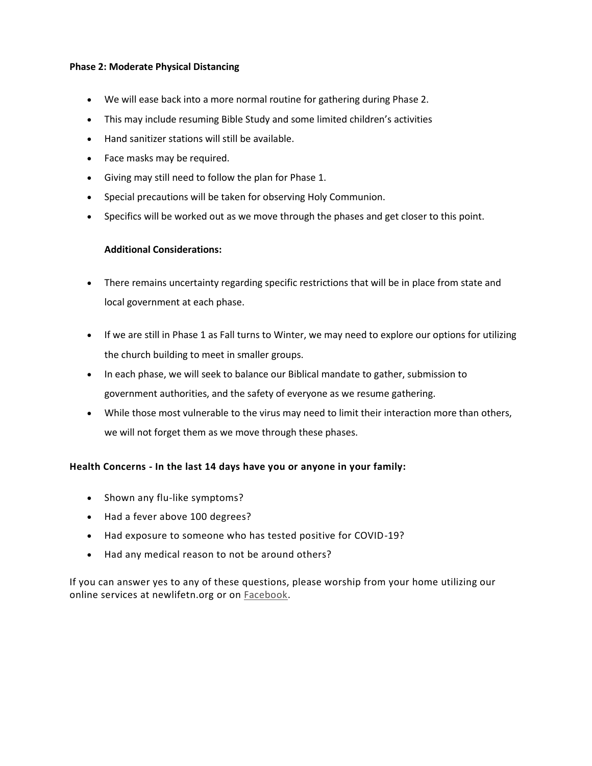**Phase 2: Moderate Physical Distancing**

- We will ease back into a more normal routine for gathering during Phase 2.
- This may include resuming Bible Study and some limited children's activities
- Hand sanitizer stations will still be available.
- Face masks may be required.
- Giving may still need to follow the plan for Phase 1.
- Special precautions will be taken for observing Holy Communion.
- Specifics will be worked out as we move through the phases and get closer to this point.

**Additional Considerations:**

- There remains uncertainty regarding specific restrictions that will be in place from state and local government at each phase.
- If we are still in Phase 1 as Fall turns to Winter, we may need to explore our options for utilizing the church building to meet in smaller groups.
- In each phase, we will seek to balance our Biblical mandate to gather, submission to government authorities, and the safety of everyone as we resume gathering.
- While those most vulnerable to the virus may need to limit their interaction more than others, we will not forget them as we move through these phases.

**Health Concerns - In the last 14 days have you or anyone in your family:**

- Shown any flu-like symptoms?
- Had a fever above 100 degrees?
- Had exposure to someone who has tested positive for COVID-19?
- Had any medical reason to not be around others?

If you can answer yes to any of these questions, please worship from your home utilizing our online services at newlifetn.org or on Facebook.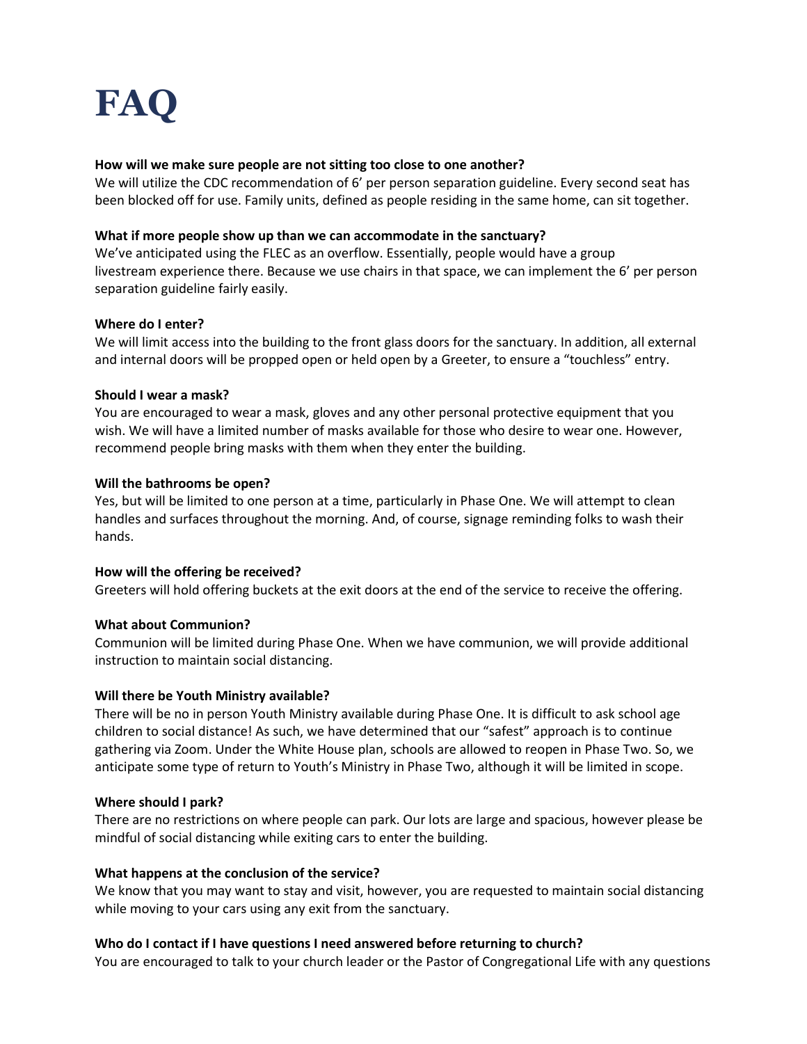# FAQ

**How will we make sure people are not sitting too close to one another?**
We will utilize the CDC recommendation of 6' per person separation guideline. Every second seat has been blocked off for use. Family units, defined as people residing in the same home, can sit together.

**What if more people show up than we can accommodate in the sanctuary?**
We've anticipated using the FLEC as an overflow. Essentially, people would have a group livestream experience there. Because we use chairs in that space, we can implement the 6' per person separation guideline fairly easily.

**Where do I enter?**
We will limit access into the building to the front glass doors for the sanctuary. In addition, all external and internal doors will be propped open or held open by a Greeter, to ensure a "touchless" entry.

**Should I wear a mask?**
You are encouraged to wear a mask, gloves and any other personal protective equipment that you wish. We will have a limited number of masks available for those who desire to wear one. However, recommend people bring masks with them when they enter the building.

**Will the bathrooms be open?**
Yes, but will be limited to one person at a time, particularly in Phase One. We will attempt to clean handles and surfaces throughout the morning. And, of course, signage reminding folks to wash their hands.

**How will the offering be received?**
Greeters will hold offering buckets at the exit doors at the end of the service to receive the offering.

**What about Communion?**
Communion will be limited during Phase One. When we have communion, we will provide additional instruction to maintain social distancing.

**Will there be Youth Ministry available?**
There will be no in person Youth Ministry available during Phase One. It is difficult to ask school age children to social distance! As such, we have determined that our "safest" approach is to continue gathering via Zoom. Under the White House plan, schools are allowed to reopen in Phase Two. So, we anticipate some type of return to Youth's Ministry in Phase Two, although it will be limited in scope.

**Where should I park?**
There are no restrictions on where people can park. Our lots are large and spacious, however please be mindful of social distancing while exiting cars to enter the building.

**What happens at the conclusion of the service?**
We know that you may want to stay and visit, however, you are requested to maintain social distancing while moving to your cars using any exit from the sanctuary.

**Who do I contact if I have questions I need answered before returning to church?**
You are encouraged to talk to your church leader or the Pastor of Congregational Life with any questions